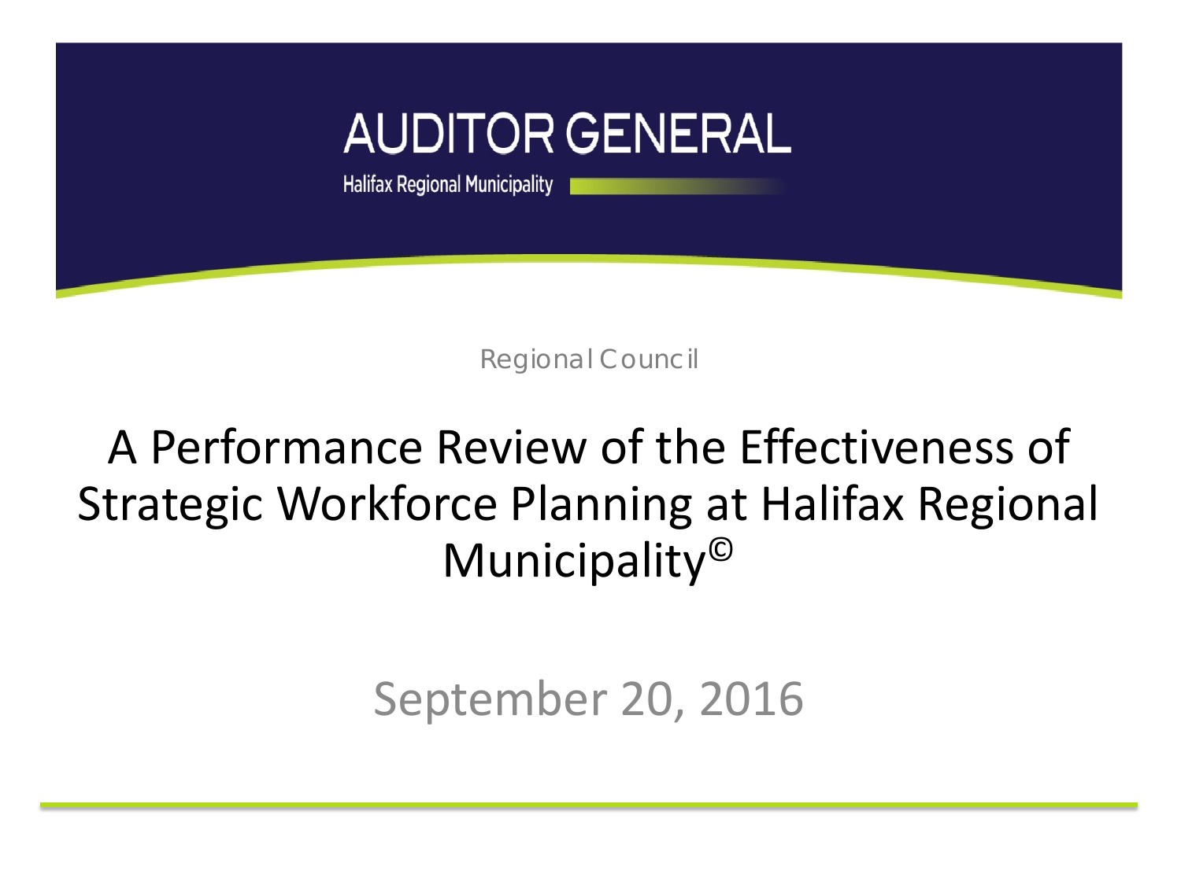AUDITOR GENERAL

Halifax Regional Municipality

Regional Council

# A Performance Review of the Effectiveness of Strategic Workforce Planning at Halifax Regional Municipality©

September 20, 2016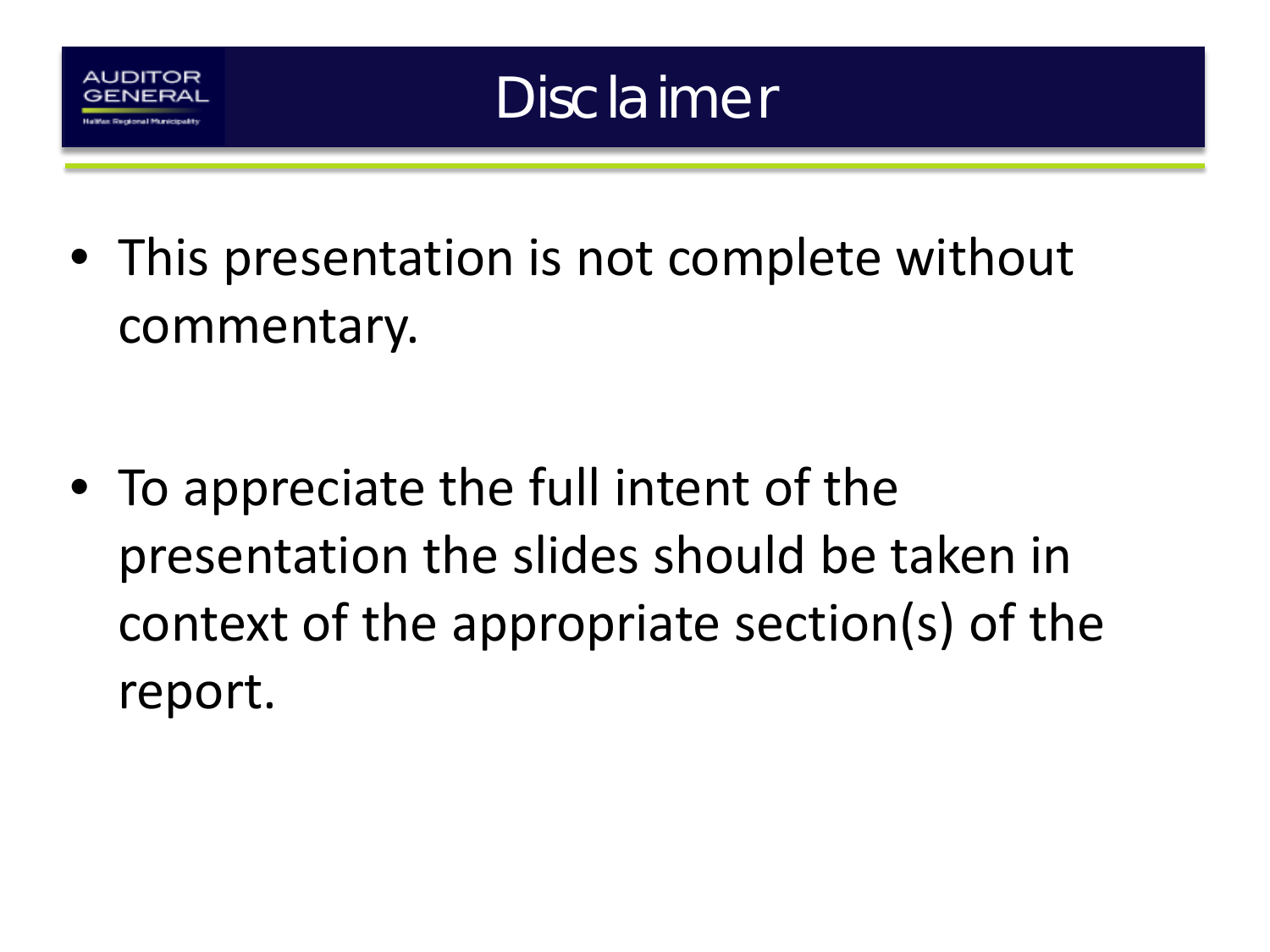# Disclaimer

- This presentation is not complete without commentary.

- To appreciate the full intent of the presentation the slides should be taken in context of the appropriate section(s) of the report.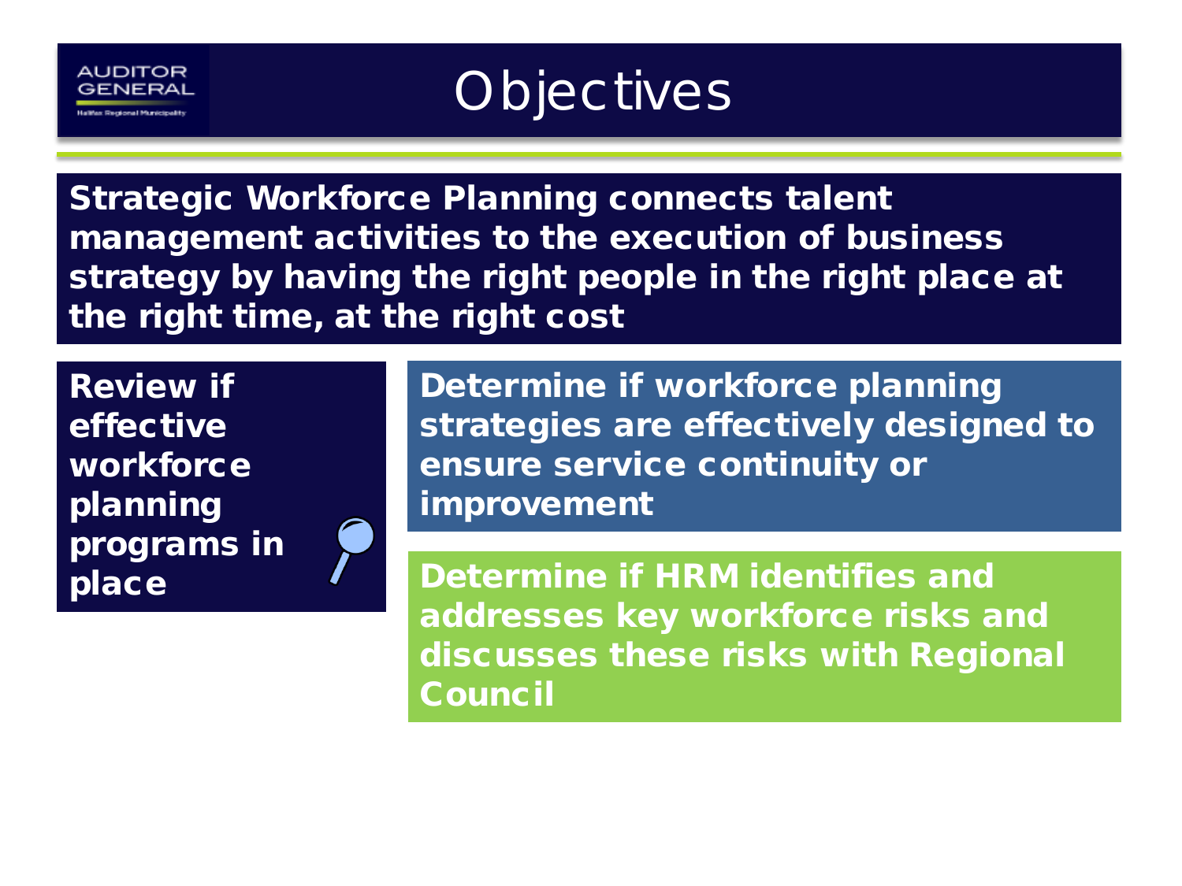# Objectives

**Strategic Workforce Planning connects talent management activities to the execution of business strategy by having the right people in the right place at the right time, at the right cost**

**Review if effective workforce planning programs in place**

**Determine if workforce planning strategies are effectively designed to ensure service continuity or improvement**

**Determine if HRM identifies and addresses key workforce risks and discusses these risks with Regional Council**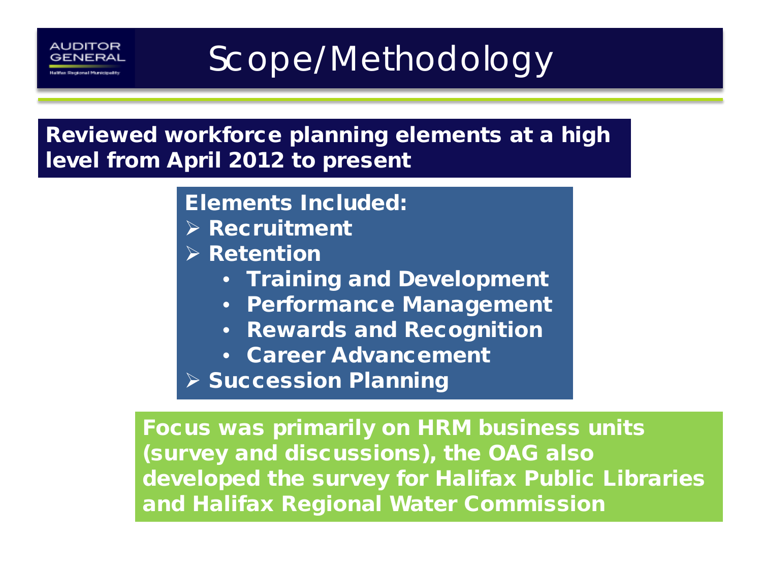# Scope/Methodology

**Reviewed workforce planning elements at a high level from April 2012 to present**

**Elements Included:**

- **Recruitment**
- **Retention**
  - **Training and Development**
  - **Performance Management**
  - **Rewards and Recognition**
  - **Career Advancement**
- **Succession Planning**

**Focus was primarily on HRM business units (survey and discussions), the OAG also developed the survey for Halifax Public Libraries and Halifax Regional Water Commission**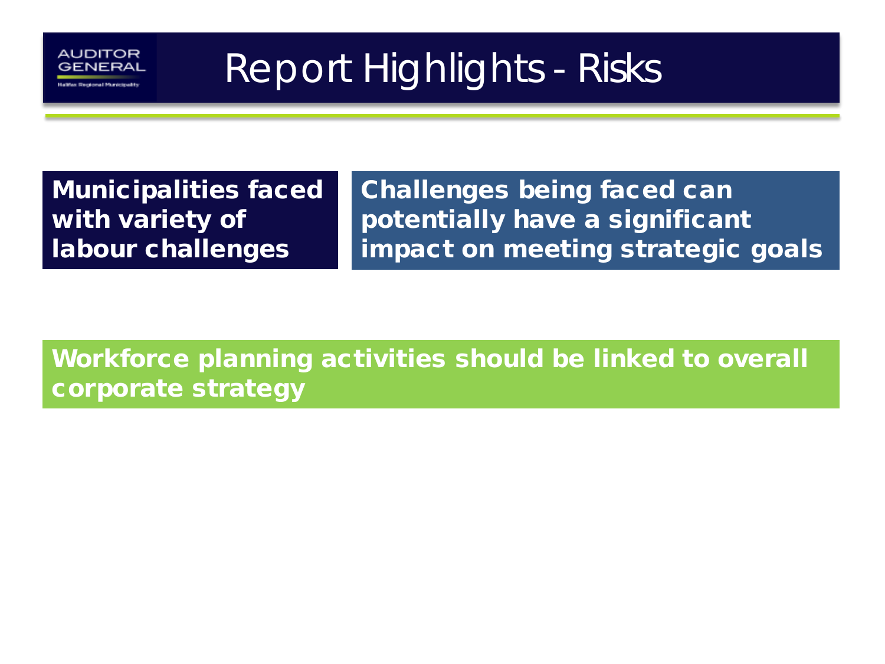# Report Highlights - Risks

**Municipalities faced with variety of labour challenges**

**Challenges being faced can potentially have a significant impact on meeting strategic goals**

**Workforce planning activities should be linked to overall corporate strategy**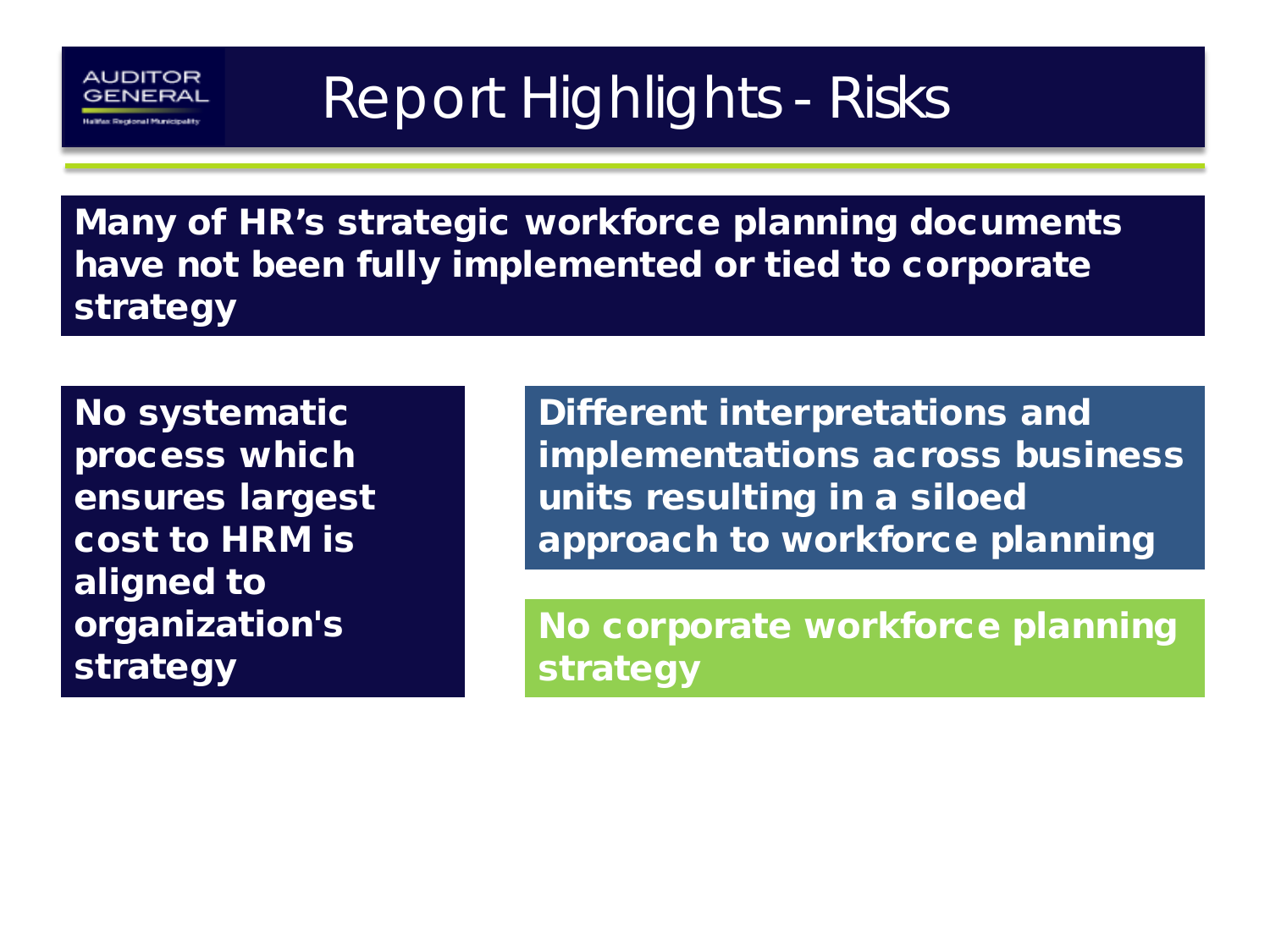# Report Highlights - Risks

**Many of HR's strategic workforce planning documents have not been fully implemented or tied to corporate strategy**

**No systematic process which ensures largest cost to HRM is aligned to organization's strategy**

**Different interpretations and implementations across business units resulting in a siloed approach to workforce planning**

**No corporate workforce planning strategy**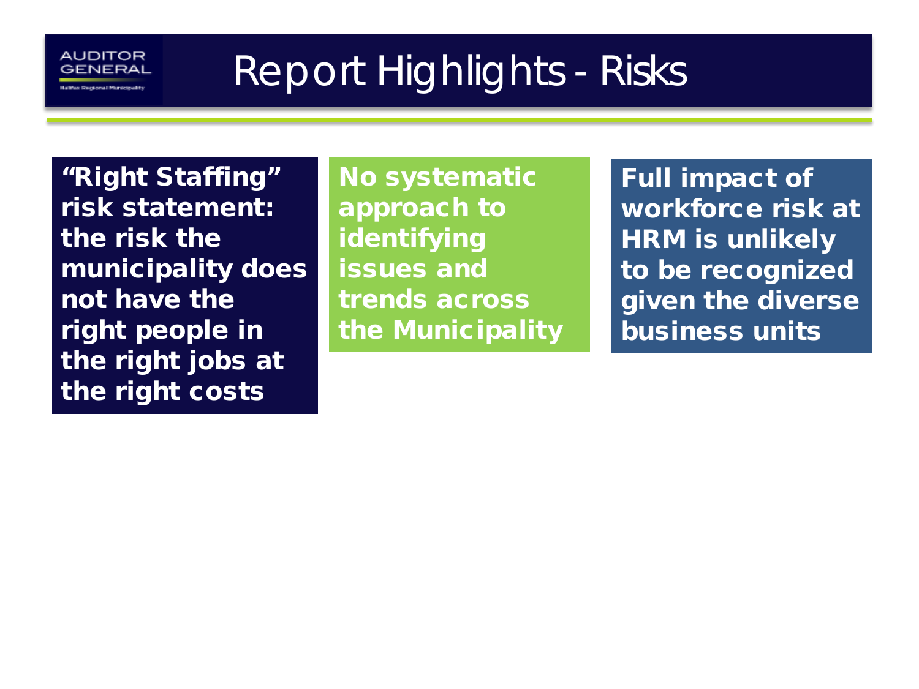# Report Highlights - Risks

**"Right Staffing" risk statement: the risk the municipality does not have the right people in the right jobs at the right costs**

**No systematic approach to identifying issues and trends across the Municipality**

**Full impact of workforce risk at HRM is unlikely to be recognized given the diverse business units**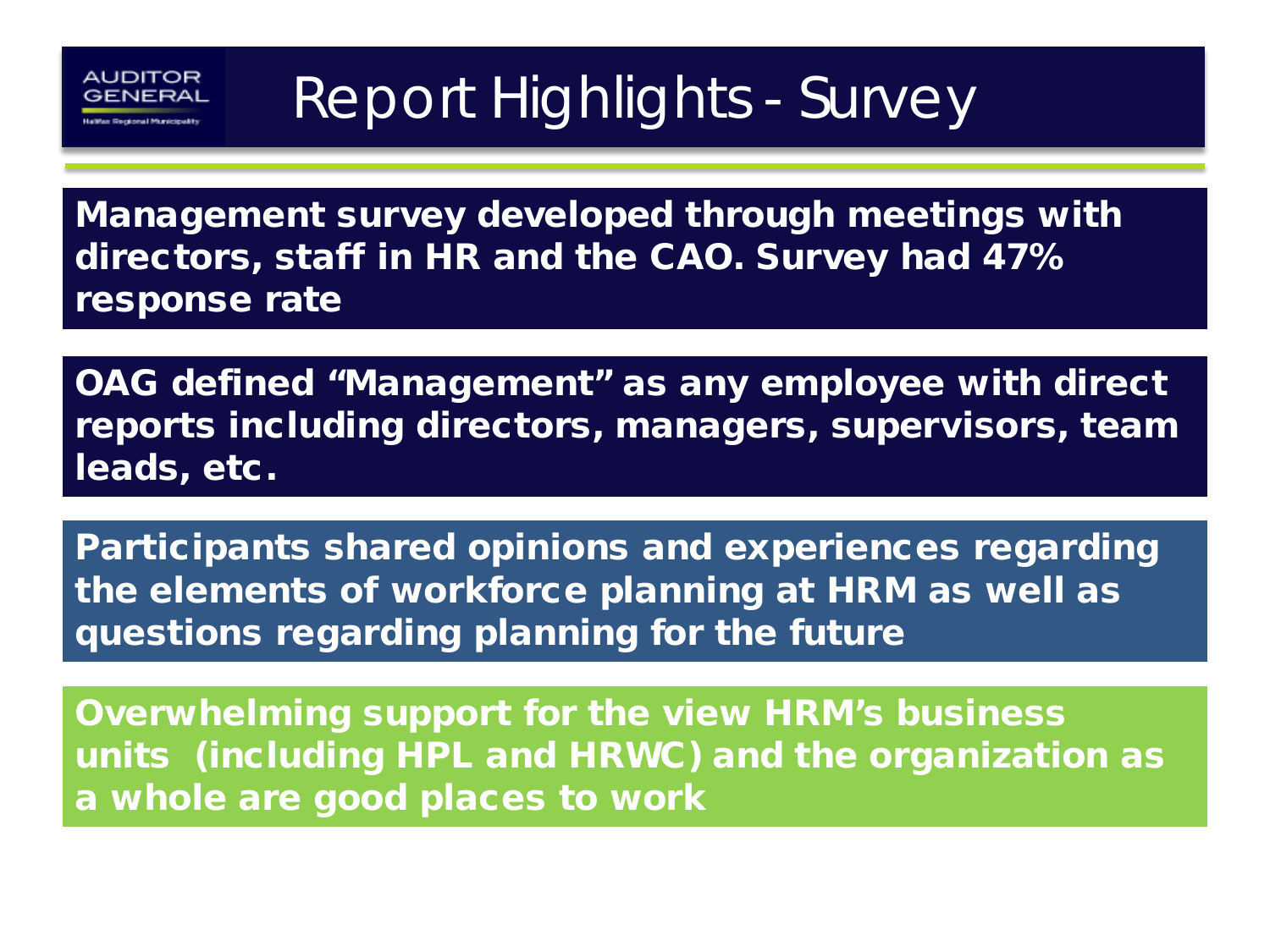# Report Highlights - Survey

Management survey developed through meetings with directors, staff in HR and the CAO. Survey had 47% response rate

OAG defined "Management" as any employee with direct reports including directors, managers, supervisors, team leads, etc.

Participants shared opinions and experiences regarding the elements of workforce planning at HRM as well as questions regarding planning for the future

Overwhelming support for the view HRM's business units (including HPL and HRWC) and the organization as a whole are good places to work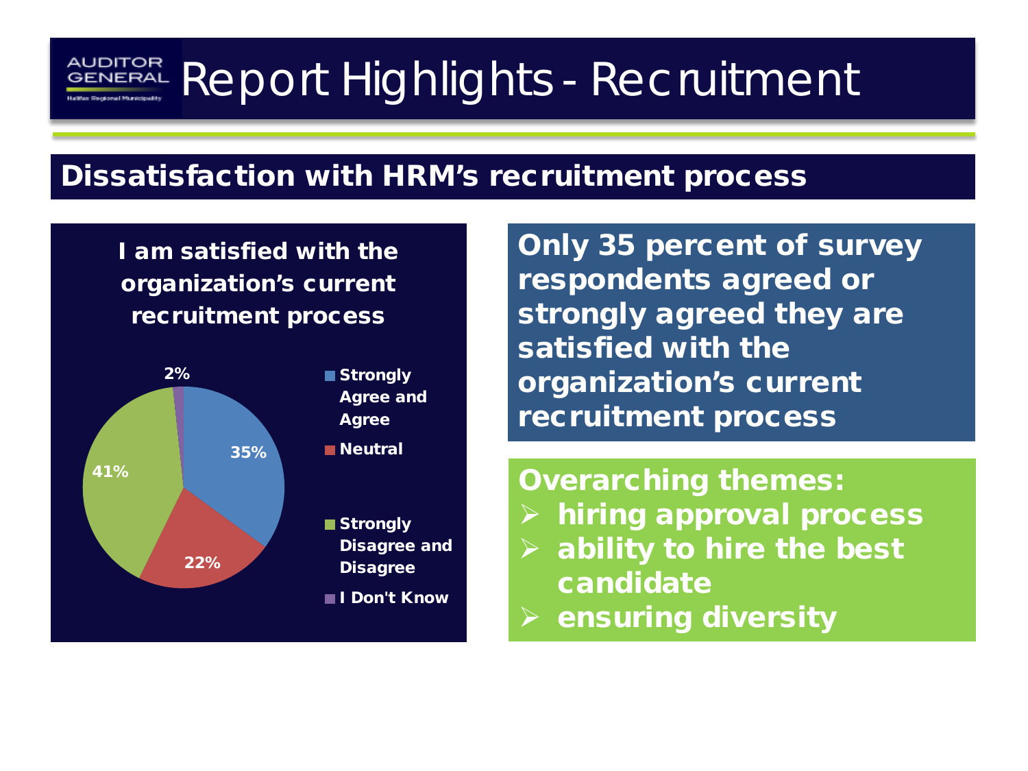# Report Highlights - Recruitment

## Dissatisfaction with HRM's recruitment process

**I am satisfied with the organization's current recruitment process**

| Response | Percentage |
| --- | --- |
| Strongly Agree and Agree | 35% |
| Neutral | 22% |
| Strongly Disagree and Disagree | 41% |
| I Don't Know | 2% |

**Only 35 percent of survey respondents agreed or strongly agreed they are satisfied with the organization's current recruitment process**

**Overarching themes:**

- hiring approval process
- ability to hire the best candidate
- ensuring diversity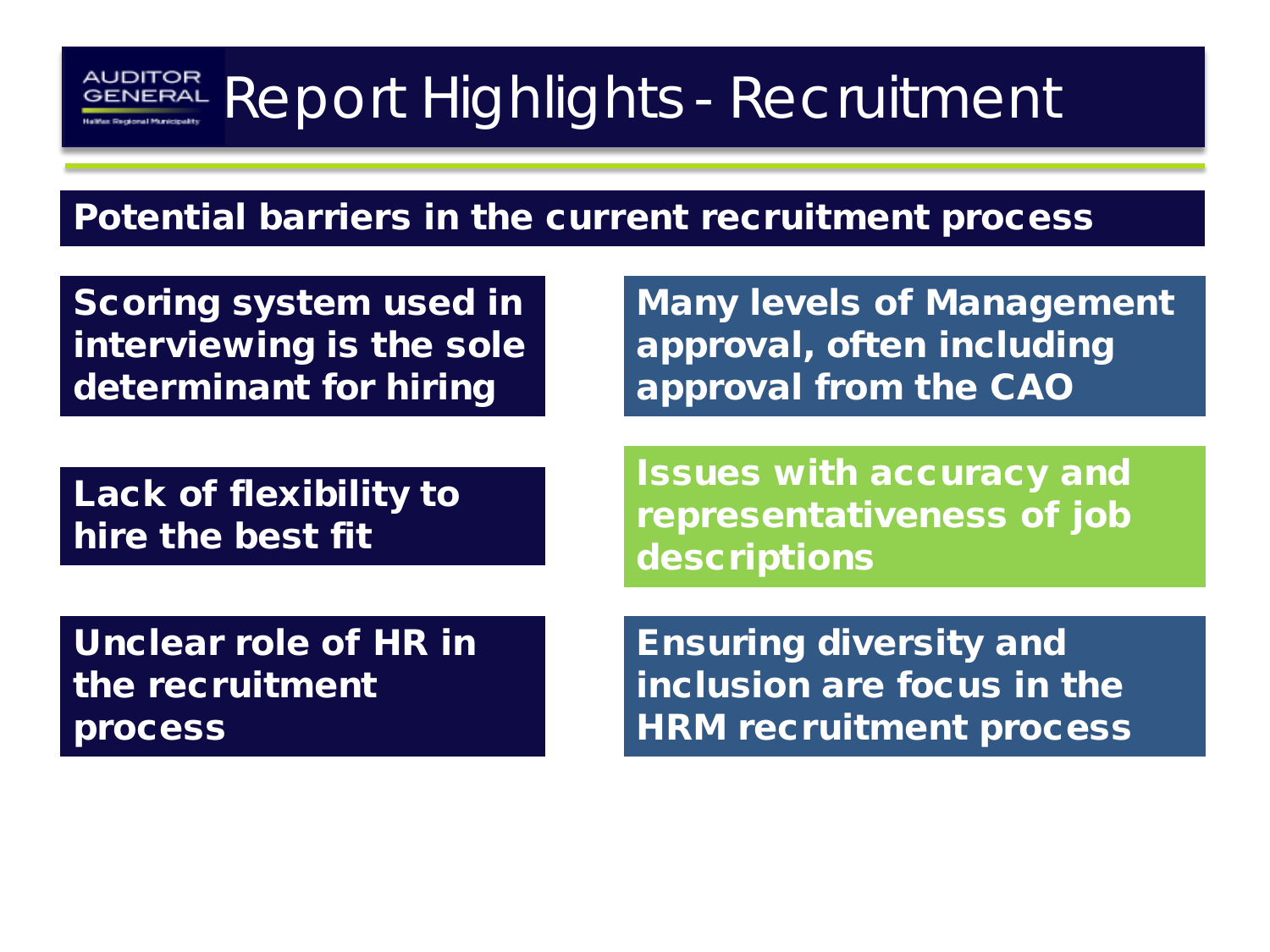# Report Highlights - Recruitment

## Potential barriers in the current recruitment process

- Scoring system used in interviewing is the sole determinant for hiring
- Many levels of Management approval, often including approval from the CAO
- Lack of flexibility to hire the best fit
- Issues with accuracy and representativeness of job descriptions
- Unclear role of HR in the recruitment process
- Ensuring diversity and inclusion are focus in the HRM recruitment process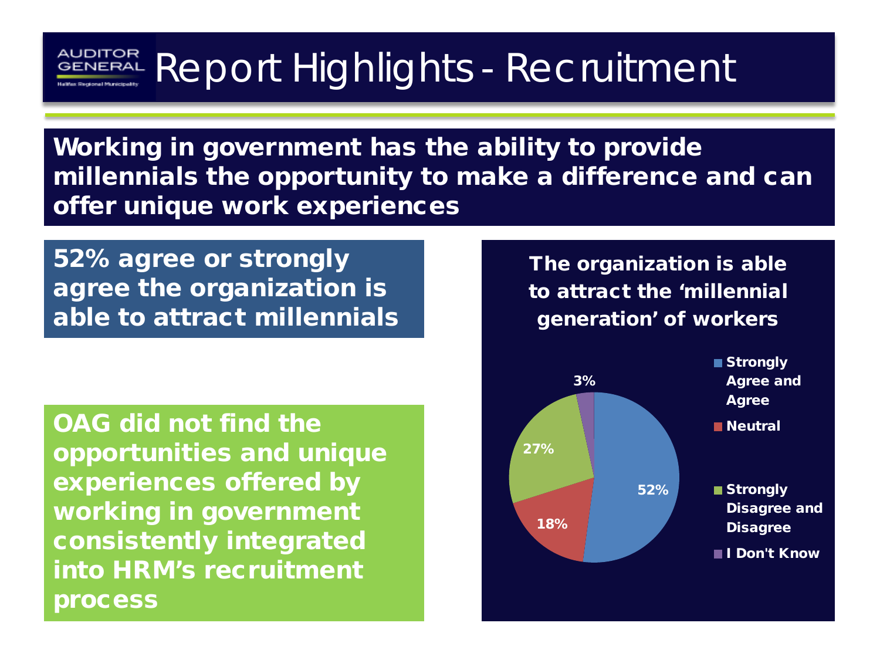# Report Highlights - Recruitment

AUDITOR GENERAL
Halifax Regional Municipality

**Working in government has the ability to provide millennials the opportunity to make a difference and can offer unique work experiences**

**52% agree or strongly agree the organization is able to attract millennials**

**OAG did not find the opportunities and unique experiences offered by working in government consistently integrated into HRM's recruitment process**

**The organization is able to attract the 'millennial generation' of workers**

| Response | Percentage |
|---|---|
| Strongly Agree and Agree | 52% |
| Neutral | 18% |
| Strongly Disagree and Disagree | 27% |
| I Don't Know | 3% |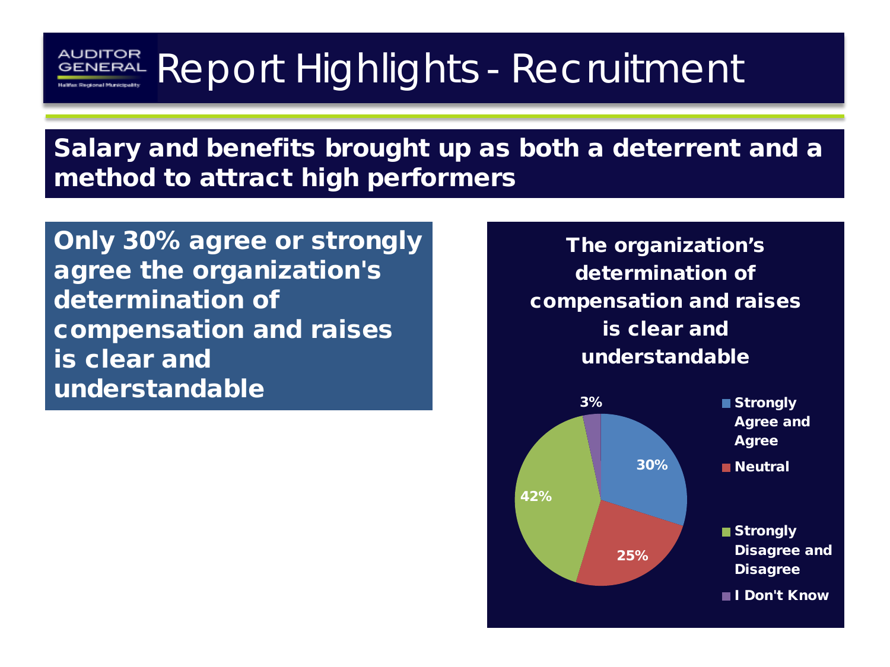# Report Highlights - Recruitment

**Salary and benefits brought up as both a deterrent and a method to attract high performers**

**Only 30% agree or strongly agree the organization's determination of compensation and raises is clear and understandable**

**The organization's determination of compensation and raises is clear and understandable**

| Response | Percentage |
|---|---|
| Strongly Agree and Agree | 30% |
| Neutral | 25% |
| Strongly Disagree and Disagree | 42% |
| I Don't Know | 3% |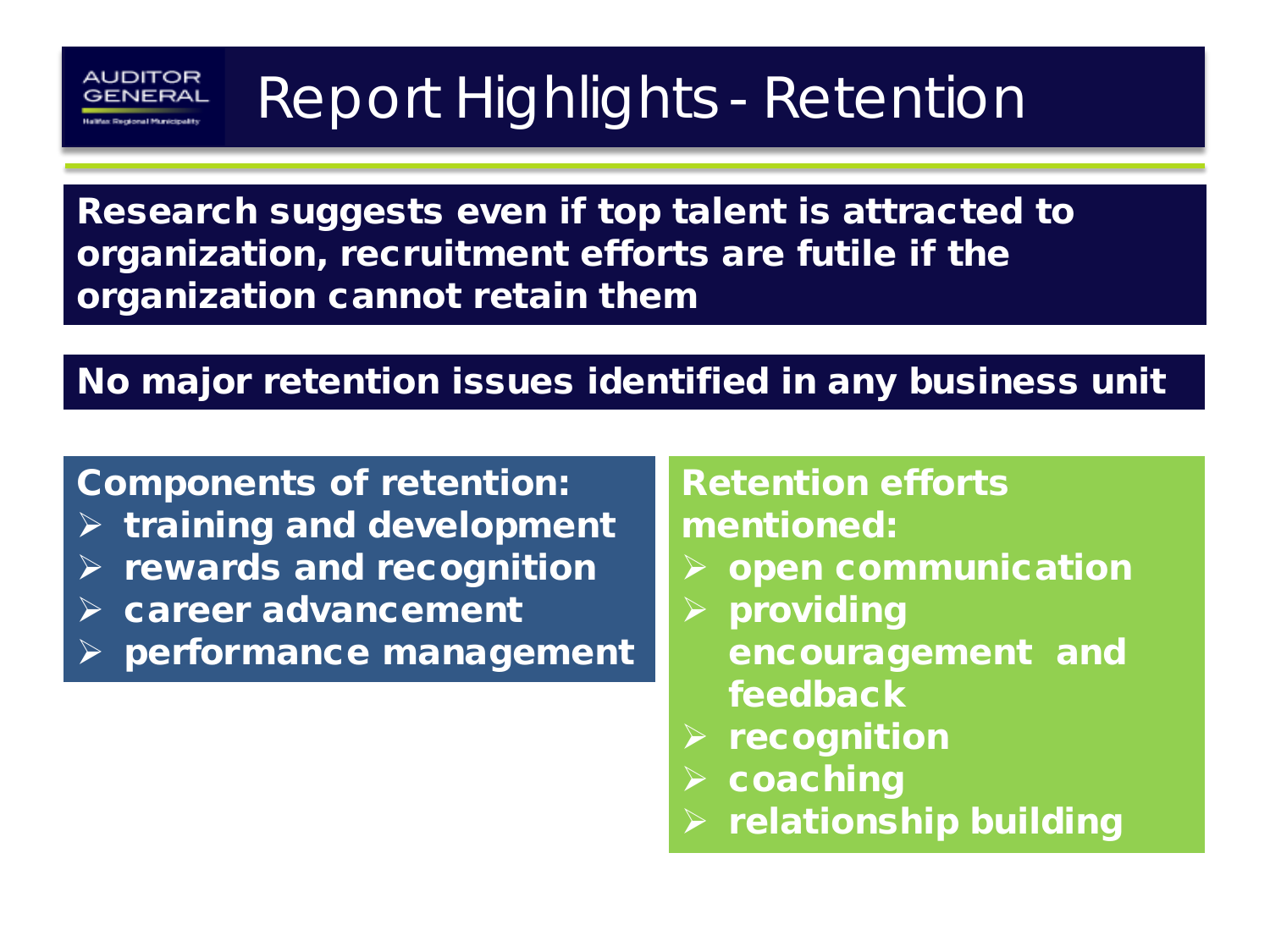# Report Highlights - Retention

**Research suggests even if top talent is attracted to organization, recruitment efforts are futile if the organization cannot retain them**

**No major retention issues identified in any business unit**

**Components of retention:**

- **training and development**
- **rewards and recognition**
- **career advancement**
- **performance management**

**Retention efforts mentioned:**

- **open communication**
- **providing encouragement and feedback**
- **recognition**
- **coaching**
- **relationship building**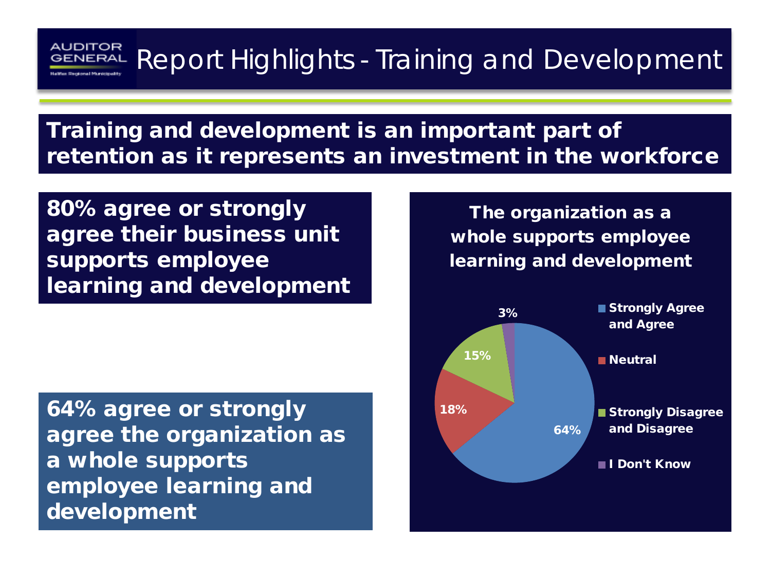# Report Highlights - Training and Development

**Training and development is an important part of retention as it represents an investment in the workforce**

**80% agree or strongly agree their business unit supports employee learning and development**

**64% agree or strongly agree the organization as a whole supports employee learning and development**

**The organization as a whole supports employee learning and development**

| Response | Percentage |
| --- | --- |
| Strongly Agree and Agree | 64% |
| Neutral | 18% |
| Strongly Disagree and Disagree | 15% |
| I Don't Know | 3% |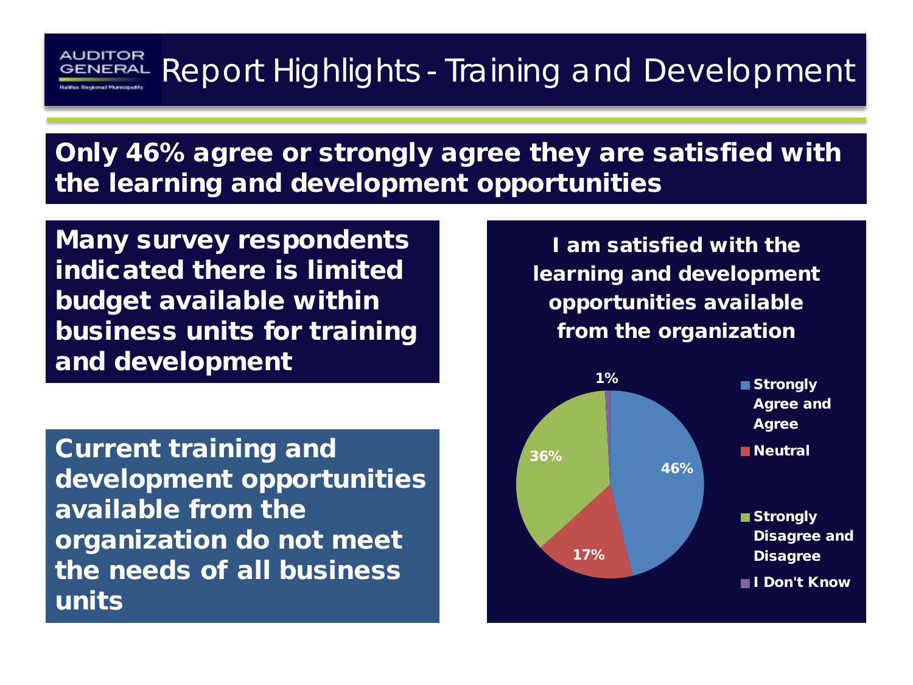# Report Highlights - Training and Development

**Only 46% agree or strongly agree they are satisfied with the learning and development opportunities**

**Many survey respondents indicated there is limited budget available within business units for training and development**

**Current training and development opportunities available from the organization do not meet the needs of all business units**

**I am satisfied with the learning and development opportunities available from the organization**

| Response | Percentage |
| --- | --- |
| Strongly Agree and Agree | 46% |
| Neutral | 17% |
| Strongly Disagree and Disagree | 36% |
| I Don't Know | 1% |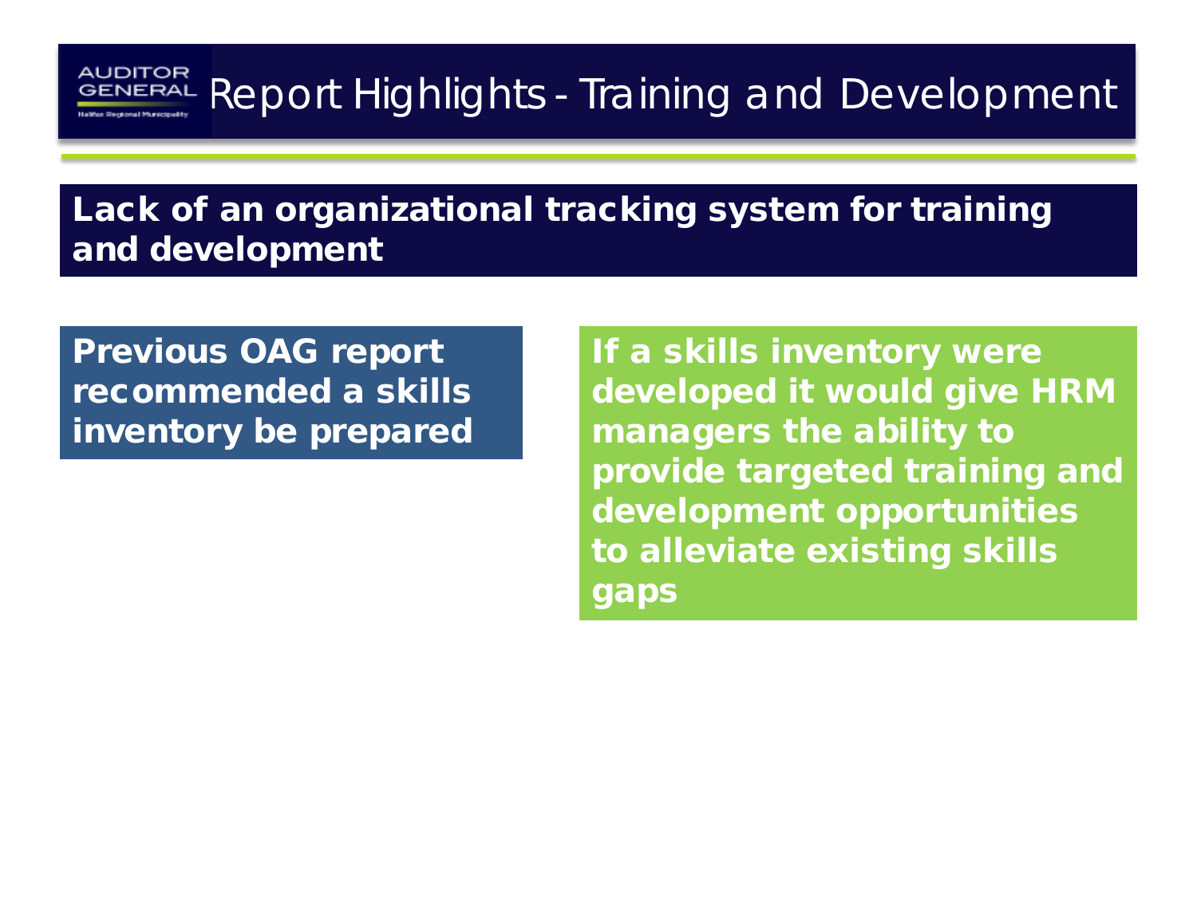# Report Highlights - Training and Development

## Lack of an organizational tracking system for training and development

**Previous OAG report recommended a skills inventory be prepared**

**If a skills inventory were developed it would give HRM managers the ability to provide targeted training and development opportunities to alleviate existing skills gaps**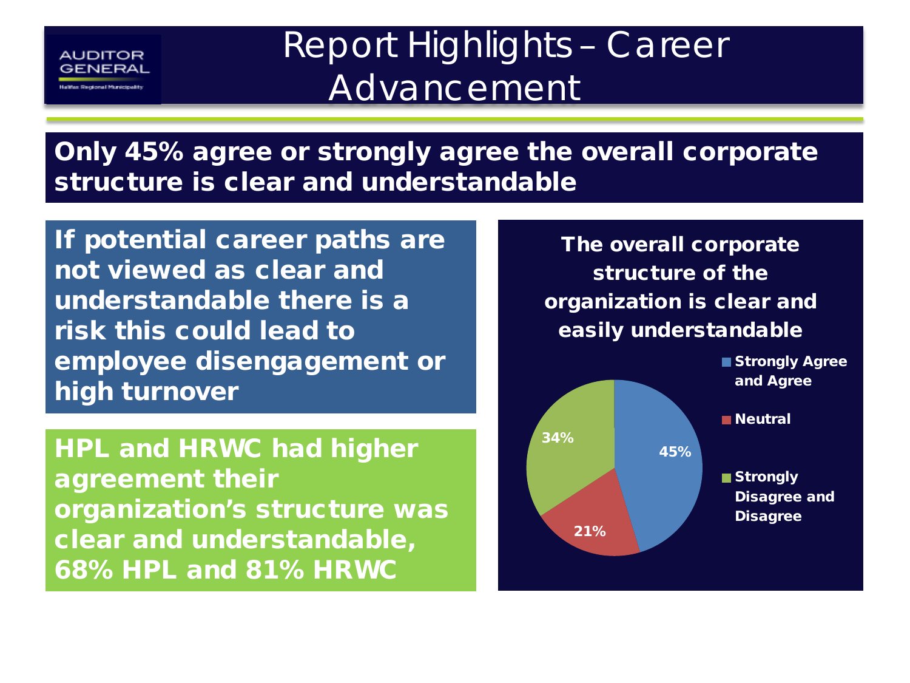# Report Highlights – Career Advancement

**Only 45% agree or strongly agree the overall corporate structure is clear and understandable**

**If potential career paths are not viewed as clear and understandable there is a risk this could lead to employee disengagement or high turnover**

**HPL and HRWC had higher agreement their organization's structure was clear and understandable, 68% HPL and 81% HRWC**

**The overall corporate structure of the organization is clear and easily understandable**

| Response | Percentage |
| --- | --- |
| Strongly Agree and Agree | 45% |
| Neutral | 21% |
| Strongly Disagree and Disagree | 34% |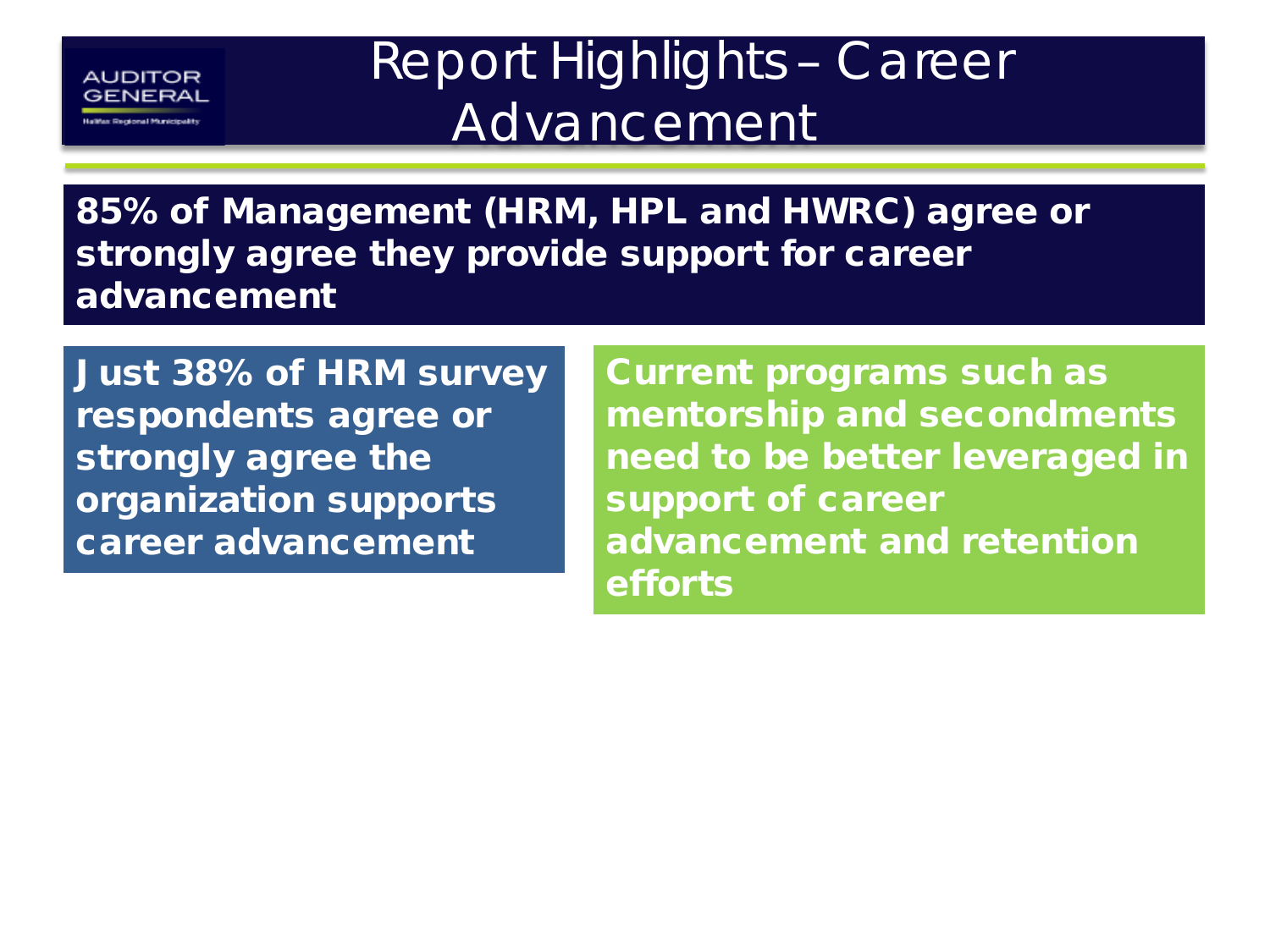# Report Highlights – Career Advancement

**85% of Management (HRM, HPL and HWRC) agree or strongly agree they provide support for career advancement**

**Just 38% of HRM survey respondents agree or strongly agree the organization supports career advancement**

**Current programs such as mentorship and secondments need to be better leveraged in support of career advancement and retention efforts**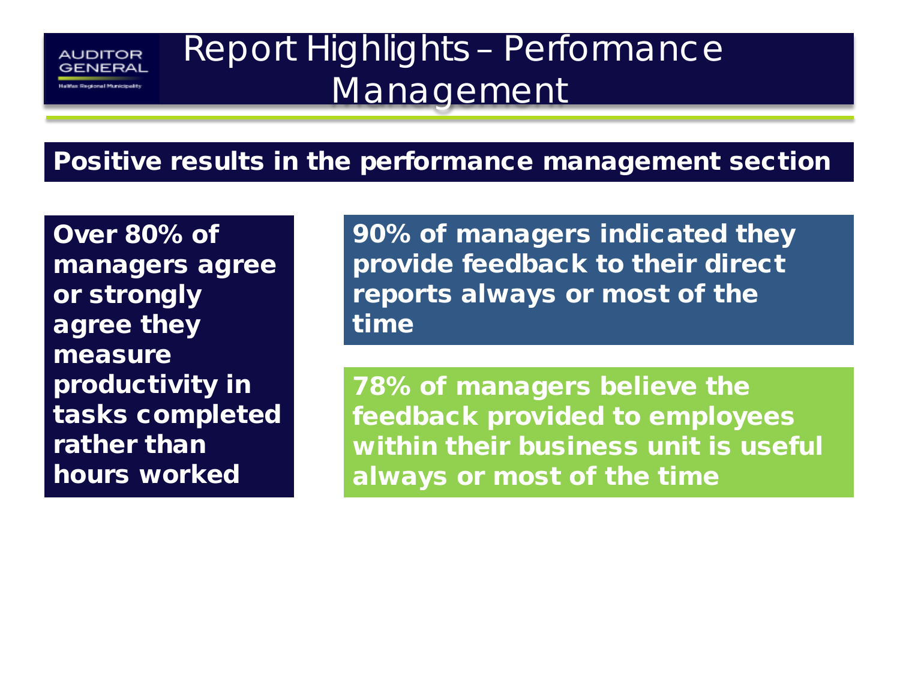# Report Highlights – Performance Management

## Positive results in the performance management section

**Over 80% of managers agree or strongly agree they measure productivity in tasks completed rather than hours worked**

**90% of managers indicated they provide feedback to their direct reports always or most of the time**

**78% of managers believe the feedback provided to employees within their business unit is useful always or most of the time**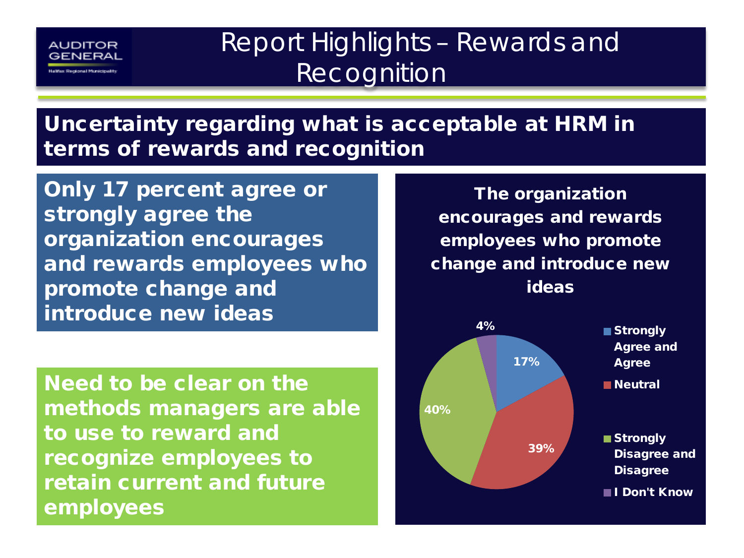# Report Highlights – Rewards and Recognition

## Uncertainty regarding what is acceptable at HRM in terms of rewards and recognition

**Only 17 percent agree or strongly agree the organization encourages and rewards employees who promote change and introduce new ideas**

**Need to be clear on the methods managers are able to use to reward and recognize employees to retain current and future employees**

**The organization encourages and rewards employees who promote change and introduce new ideas**

| Response | Percentage |
|---|---|
| Strongly Agree and Agree | 17% |
| Neutral | 39% |
| Strongly Disagree and Disagree | 40% |
| I Don't Know | 4% |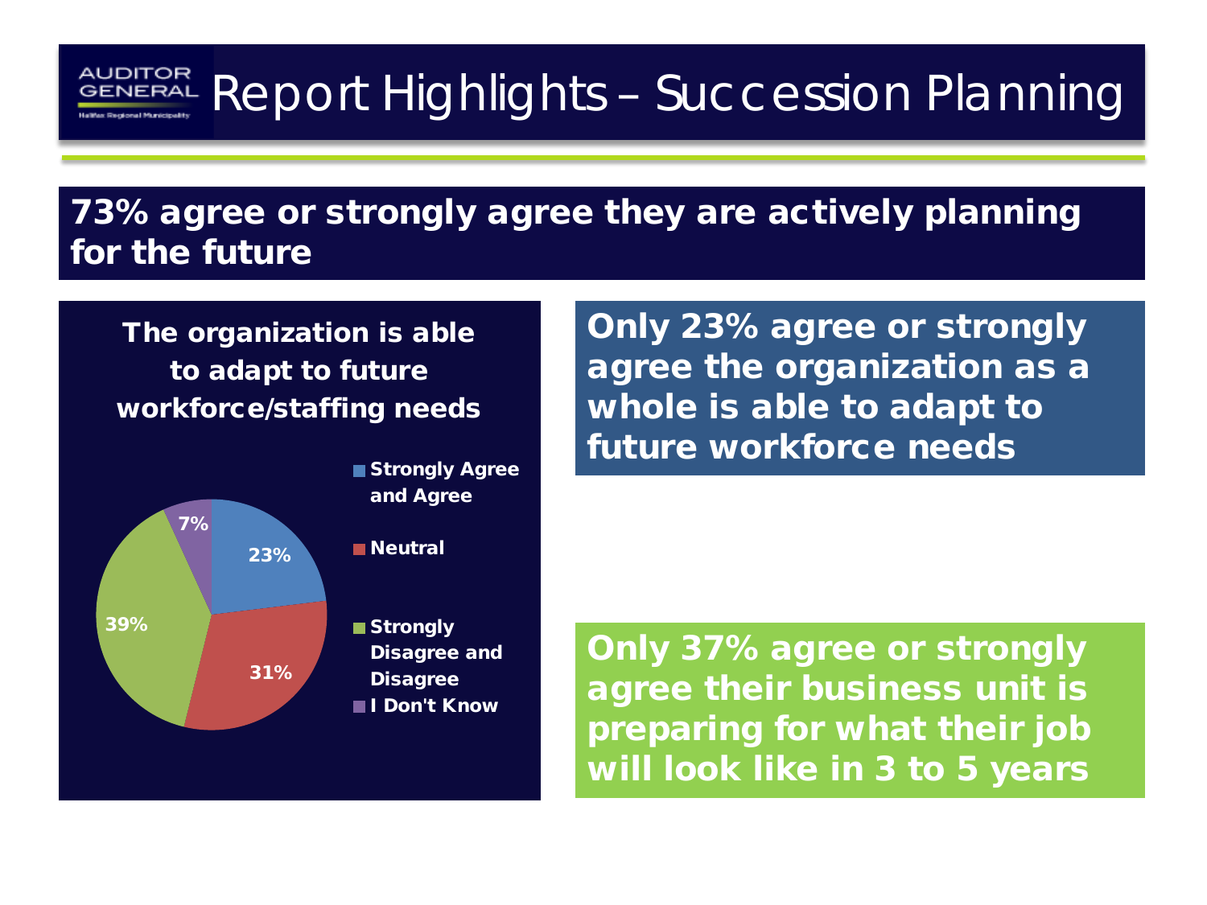# Report Highlights – Succession Planning

**73% agree or strongly agree they are actively planning for the future**

**The organization is able to adapt to future workforce/staffing needs**

| Response | Percentage |
| --- | --- |
| Strongly Agree and Agree | 23% |
| Neutral | 31% |
| Strongly Disagree and Disagree | 39% |
| I Don't Know | 7% |

**Only 23% agree or strongly agree the organization as a whole is able to adapt to future workforce needs**

**Only 37% agree or strongly agree their business unit is preparing for what their job will look like in 3 to 5 years**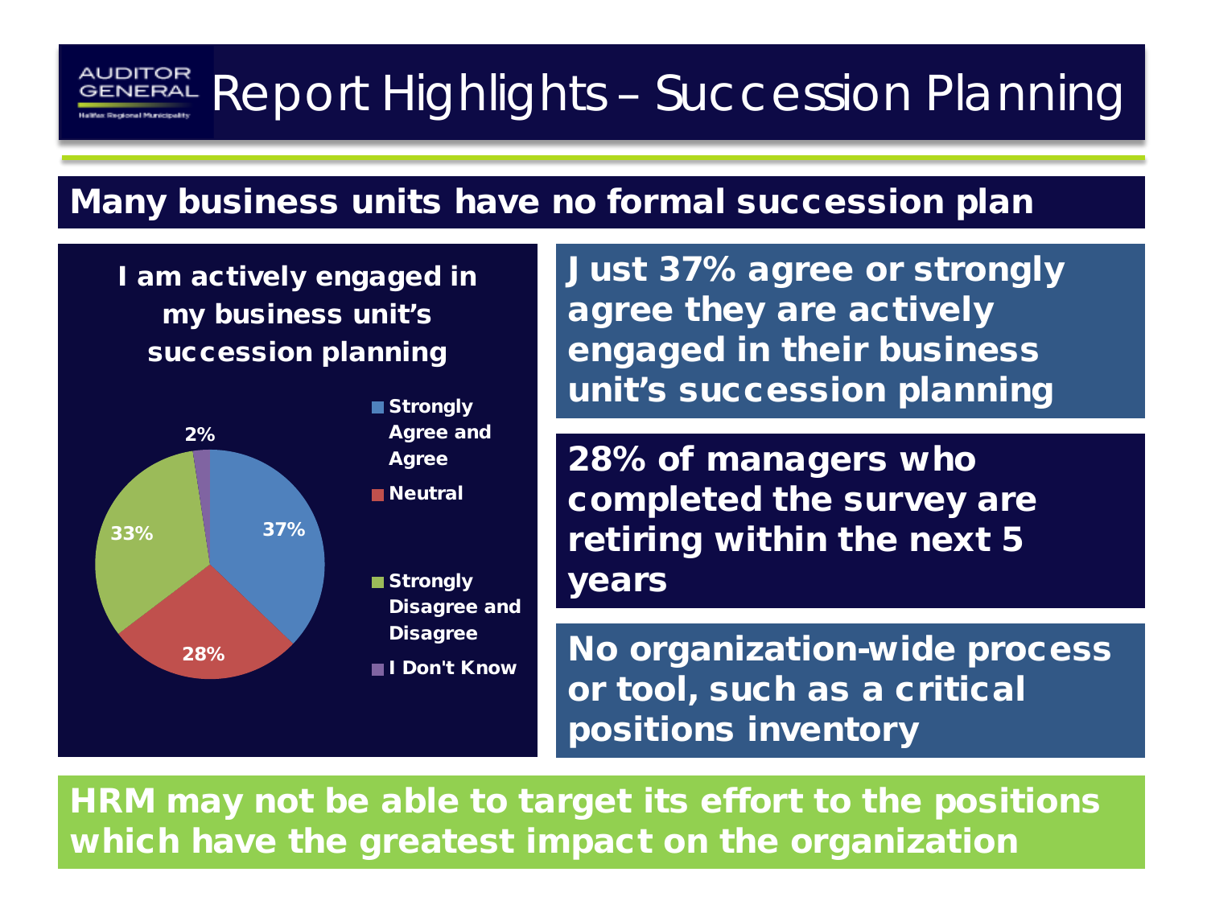# Report Highlights – Succession Planning

## Many business units have no formal succession plan

**I am actively engaged in my business unit's succession planning**

| Response | Percentage |
|---|---|
| Strongly Agree and Agree | 37% |
| Neutral | 28% |
| Strongly Disagree and Disagree | 33% |
| I Don't Know | 2% |

**Just 37% agree or strongly agree they are actively engaged in their business unit's succession planning**

**28% of managers who completed the survey are retiring within the next 5 years**

**No organization-wide process or tool, such as a critical positions inventory**

**HRM may not be able to target its effort to the positions which have the greatest impact on the organization**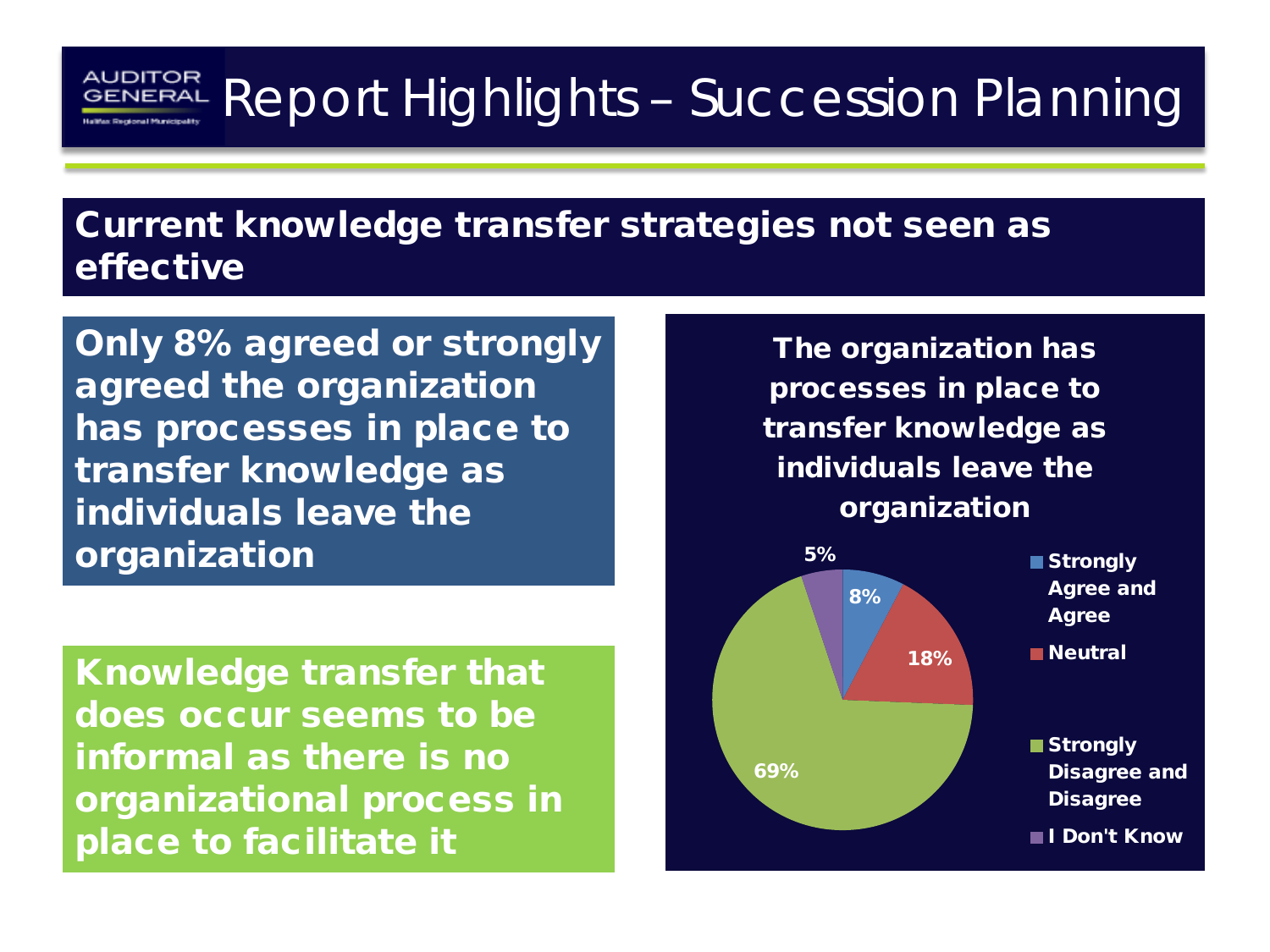# Report Highlights – Succession Planning

## Current knowledge transfer strategies not seen as effective

**Only 8% agreed or strongly agreed the organization has processes in place to transfer knowledge as individuals leave the organization**

**Knowledge transfer that does occur seems to be informal as there is no organizational process in place to facilitate it**

**The organization has processes in place to transfer knowledge as individuals leave the organization**

| Response | Percentage |
|---|---|
| Strongly Agree and Agree | 8% |
| Neutral | 18% |
| Strongly Disagree and Disagree | 69% |
| I Don't Know | 5% |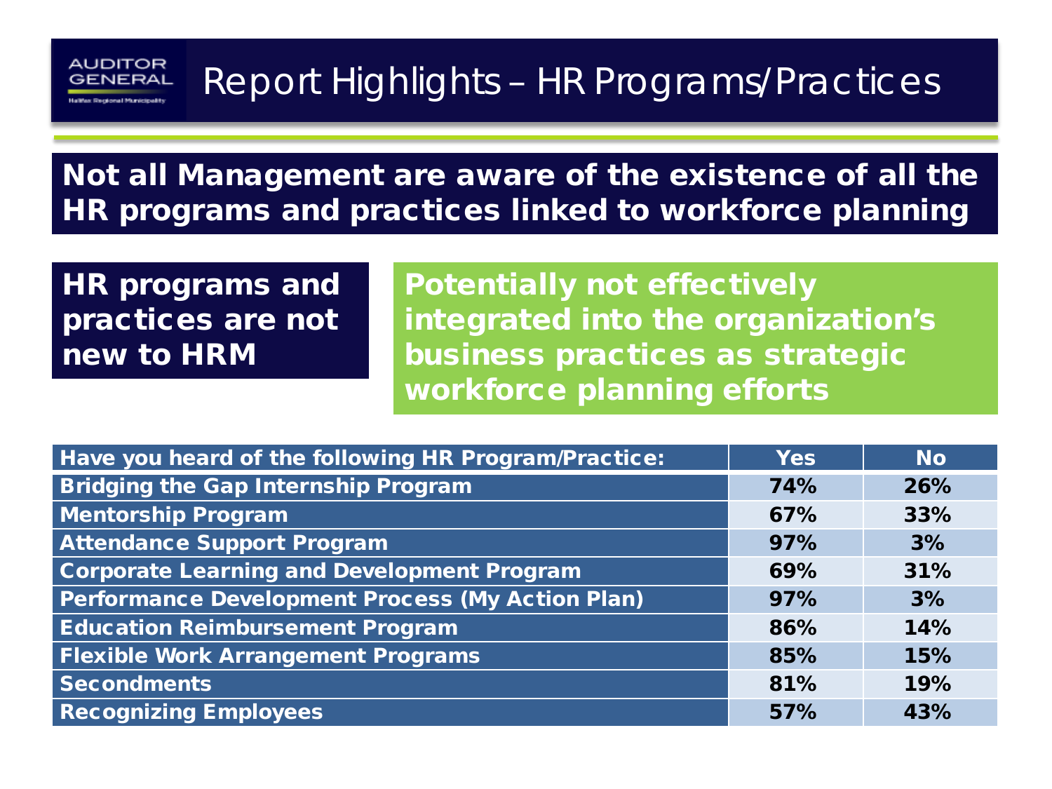# Report Highlights – HR Programs/Practices

**Not all Management are aware of the existence of all the HR programs and practices linked to workforce planning**

**HR programs and practices are not new to HRM**

**Potentially not effectively integrated into the organization's business practices as strategic workforce planning efforts**

| Have you heard of the following HR Program/Practice: | Yes | No |
|---|---|---|
| Bridging the Gap Internship Program | 74% | 26% |
| Mentorship Program | 67% | 33% |
| Attendance Support Program | 97% | 3% |
| Corporate Learning and Development Program | 69% | 31% |
| Performance Development Process (My Action Plan) | 97% | 3% |
| Education Reimbursement Program | 86% | 14% |
| Flexible Work Arrangement Programs | 85% | 15% |
| Secondments | 81% | 19% |
| Recognizing Employees | 57% | 43% |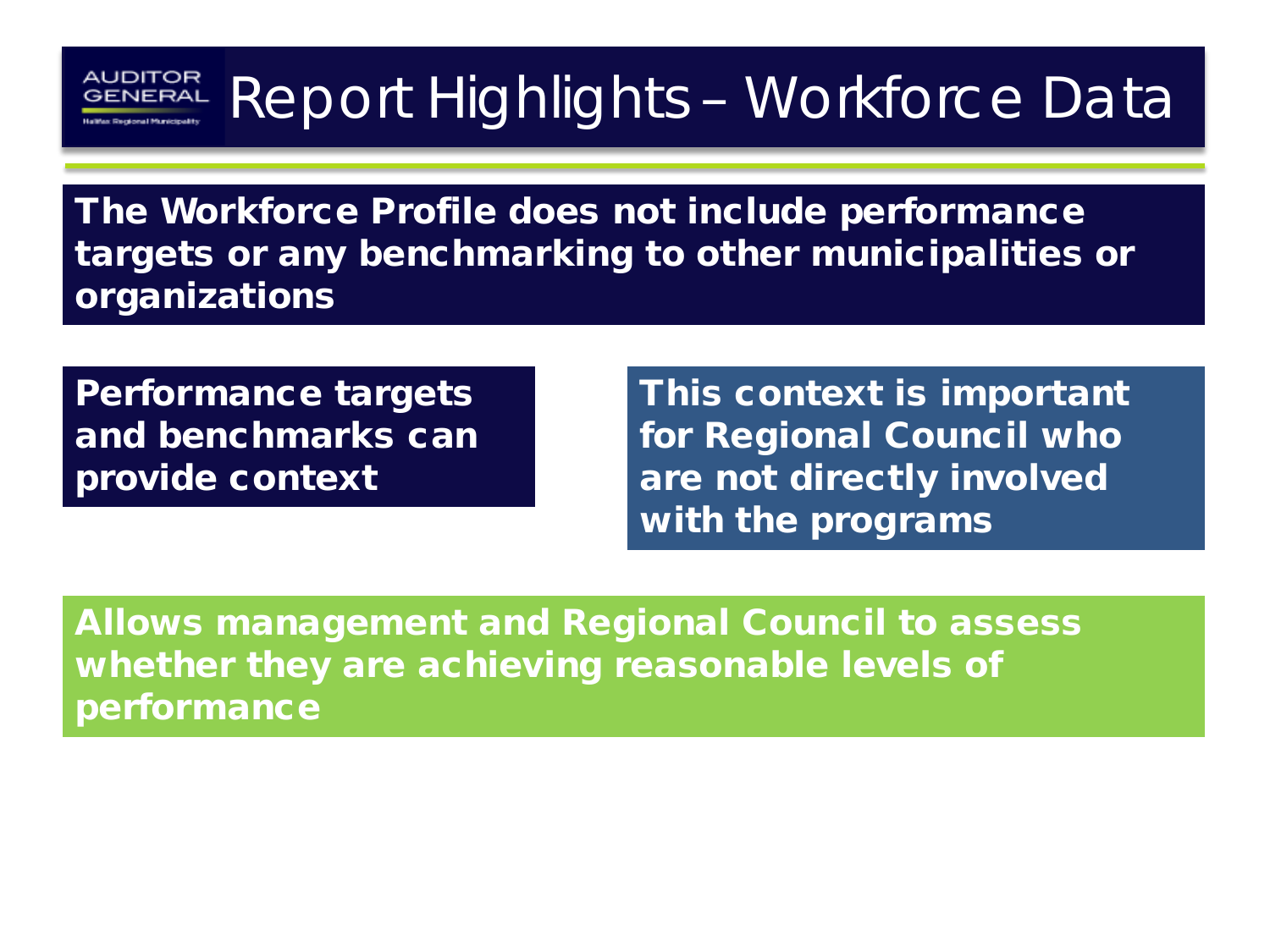# Report Highlights – Workforce Data

**The Workforce Profile does not include performance targets or any benchmarking to other municipalities or organizations**

**Performance targets and benchmarks can provide context**

**This context is important for Regional Council who are not directly involved with the programs**

**Allows management and Regional Council to assess whether they are achieving reasonable levels of performance**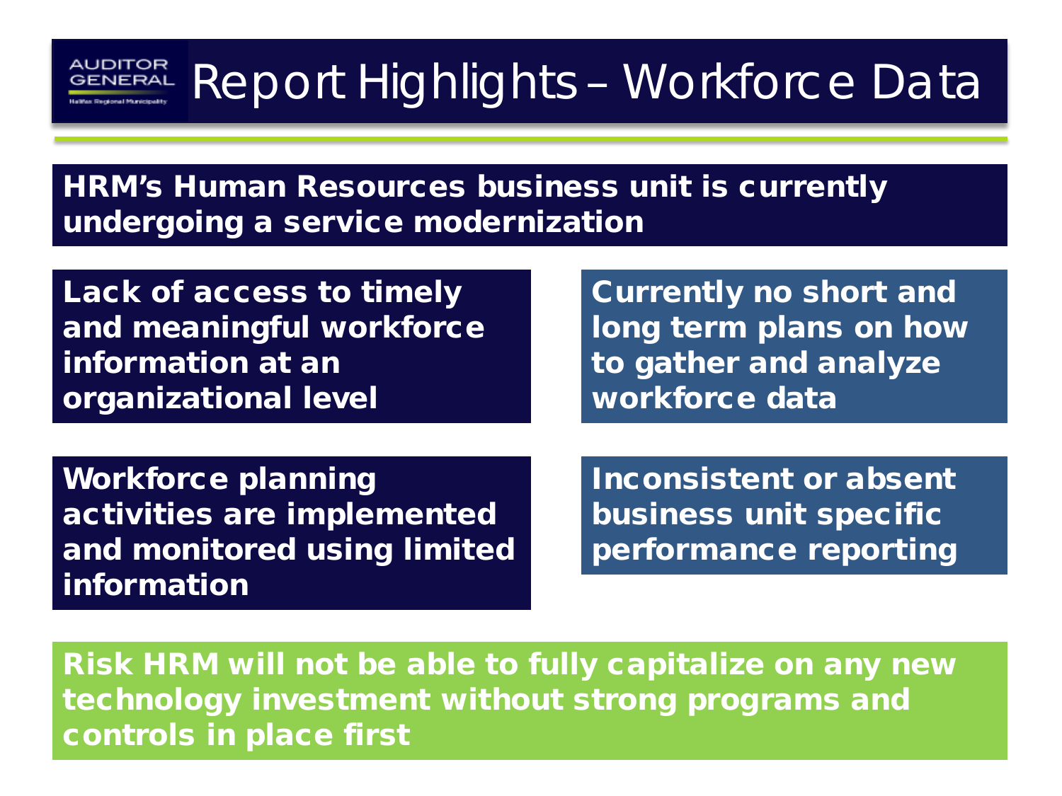# Report Highlights – Workforce Data

**HRM's Human Resources business unit is currently undergoing a service modernization**

**Lack of access to timely and meaningful workforce information at an organizational level**

**Currently no short and long term plans on how to gather and analyze workforce data**

**Workforce planning activities are implemented and monitored using limited information**

**Inconsistent or absent business unit specific performance reporting**

**Risk HRM will not be able to fully capitalize on any new technology investment without strong programs and controls in place first**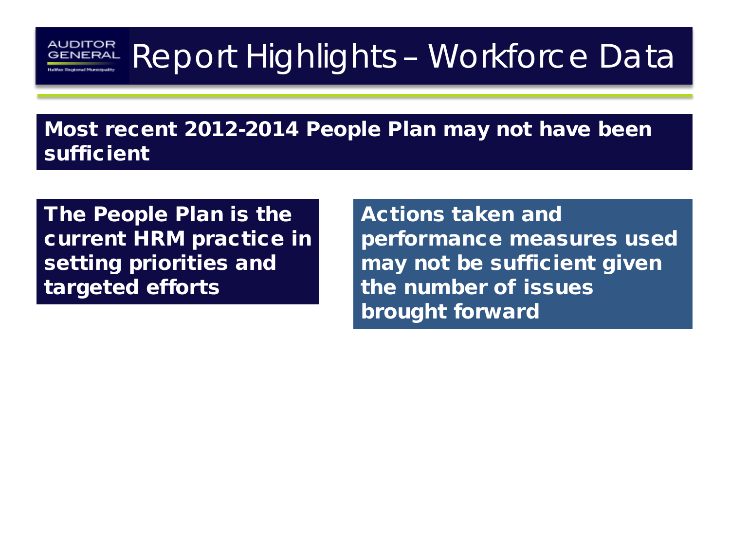# Report Highlights – Workforce Data

**Most recent 2012-2014 People Plan may not have been sufficient**

**The People Plan is the current HRM practice in setting priorities and targeted efforts**

**Actions taken and performance measures used may not be sufficient given the number of issues brought forward**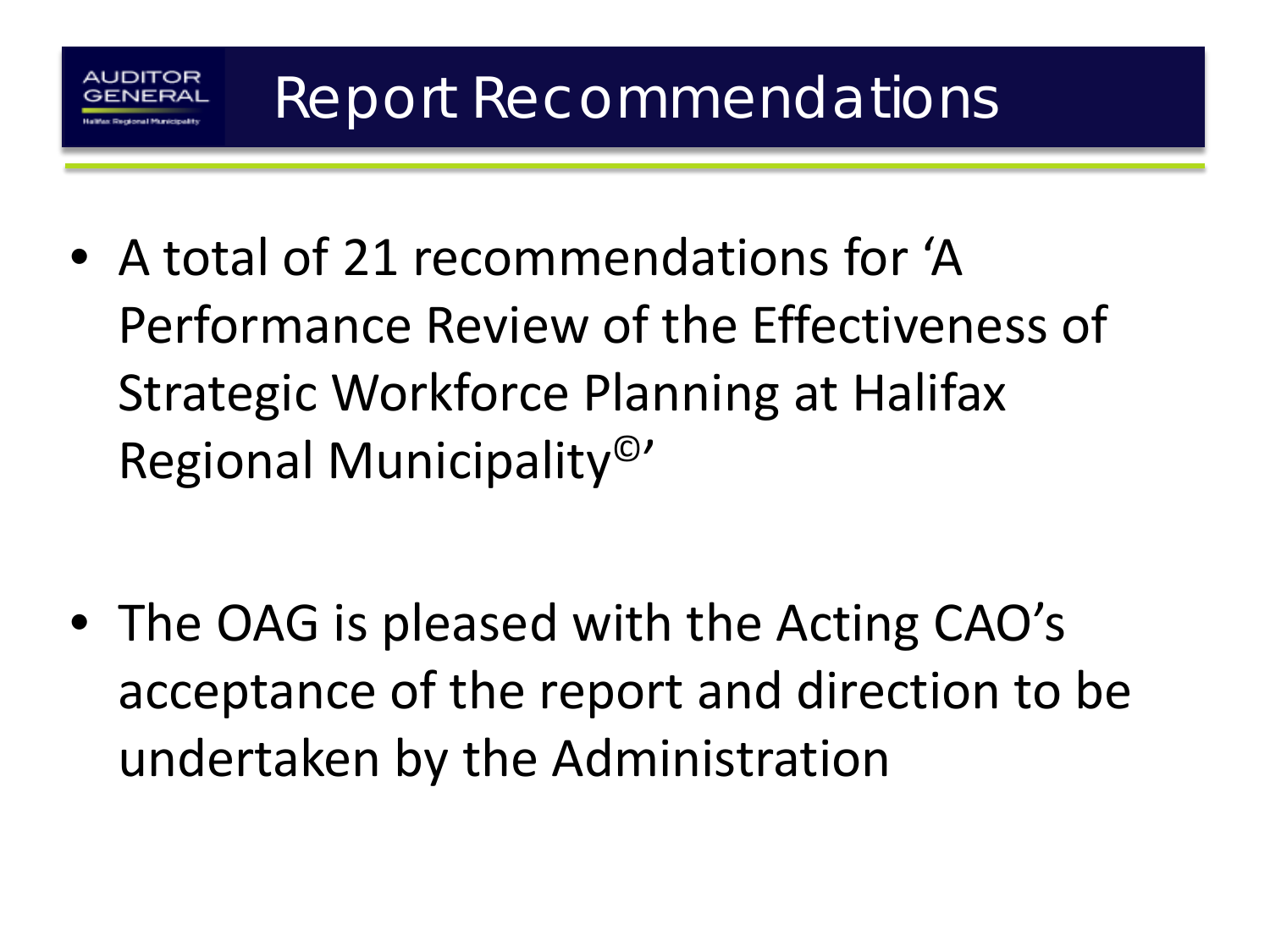# Report Recommendations

- A total of 21 recommendations for 'A Performance Review of the Effectiveness of Strategic Workforce Planning at Halifax Regional Municipality©'

- The OAG is pleased with the Acting CAO's acceptance of the report and direction to be undertaken by the Administration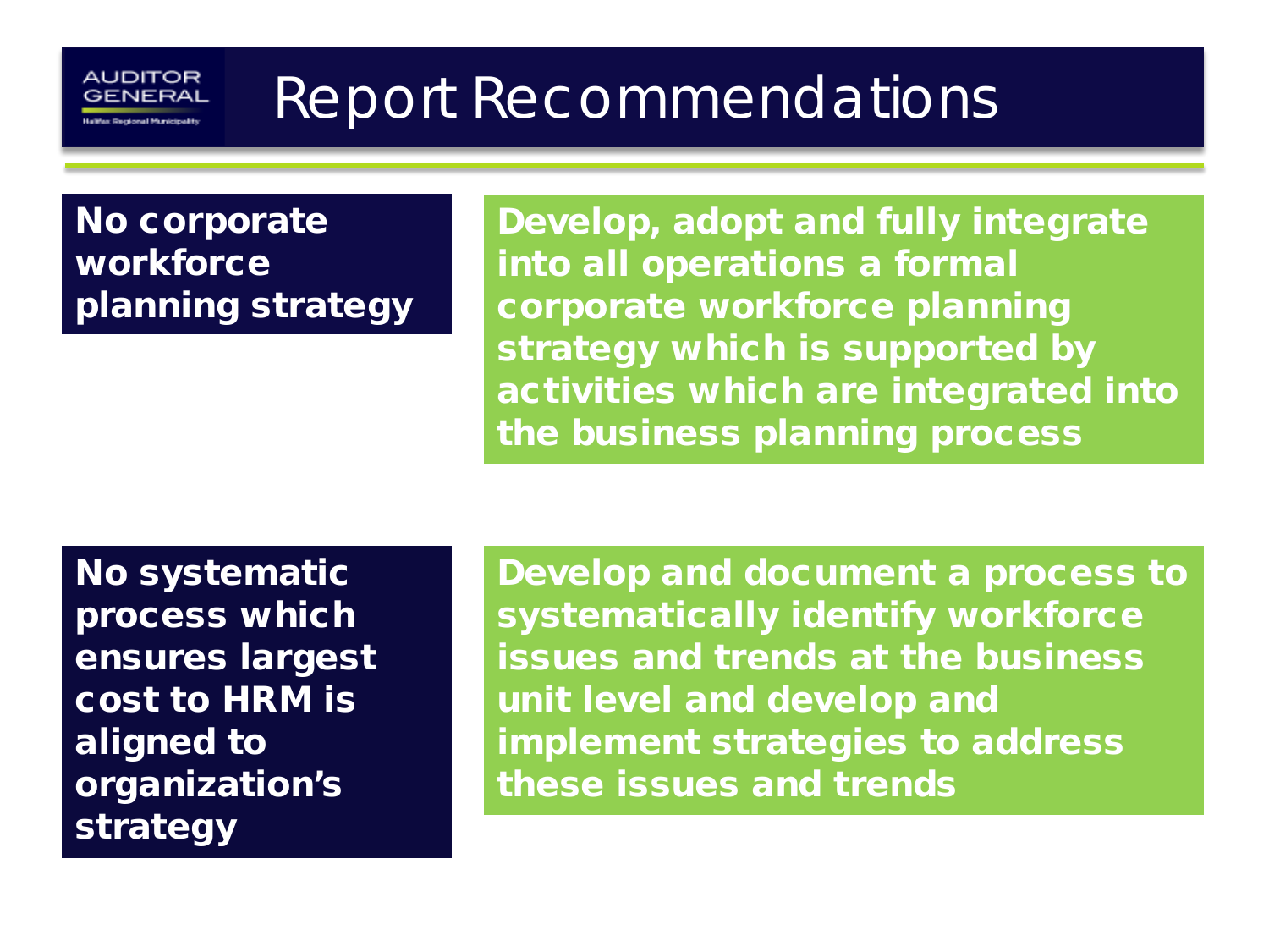# Report Recommendations

| Finding | Recommendation |
|---|---|
| **No corporate workforce planning strategy** | **Develop, adopt and fully integrate into all operations a formal corporate workforce planning strategy which is supported by activities which are integrated into the business planning process** |
| **No systematic process which ensures largest cost to HRM is aligned to organization's strategy** | **Develop and document a process to systematically identify workforce issues and trends at the business unit level and develop and implement strategies to address these issues and trends** |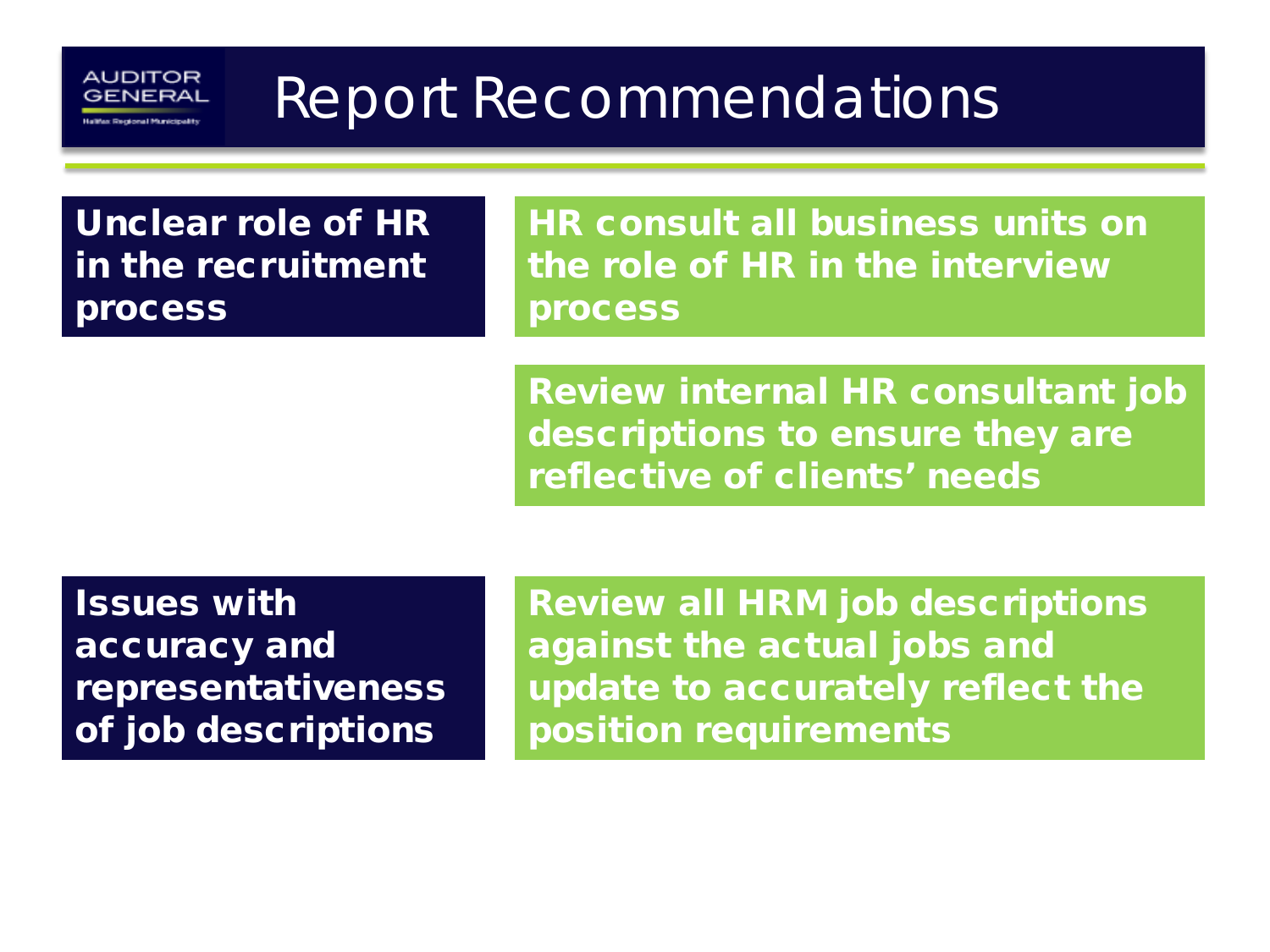# Report Recommendations

| Issue | Recommendation |
| --- | --- |
| **Unclear role of HR in the recruitment process** | **HR consult all business units on the role of HR in the interview process** |
| | **Review internal HR consultant job descriptions to ensure they are reflective of clients' needs** |
| **Issues with accuracy and representativeness of job descriptions** | **Review all HRM job descriptions against the actual jobs and update to accurately reflect the position requirements** |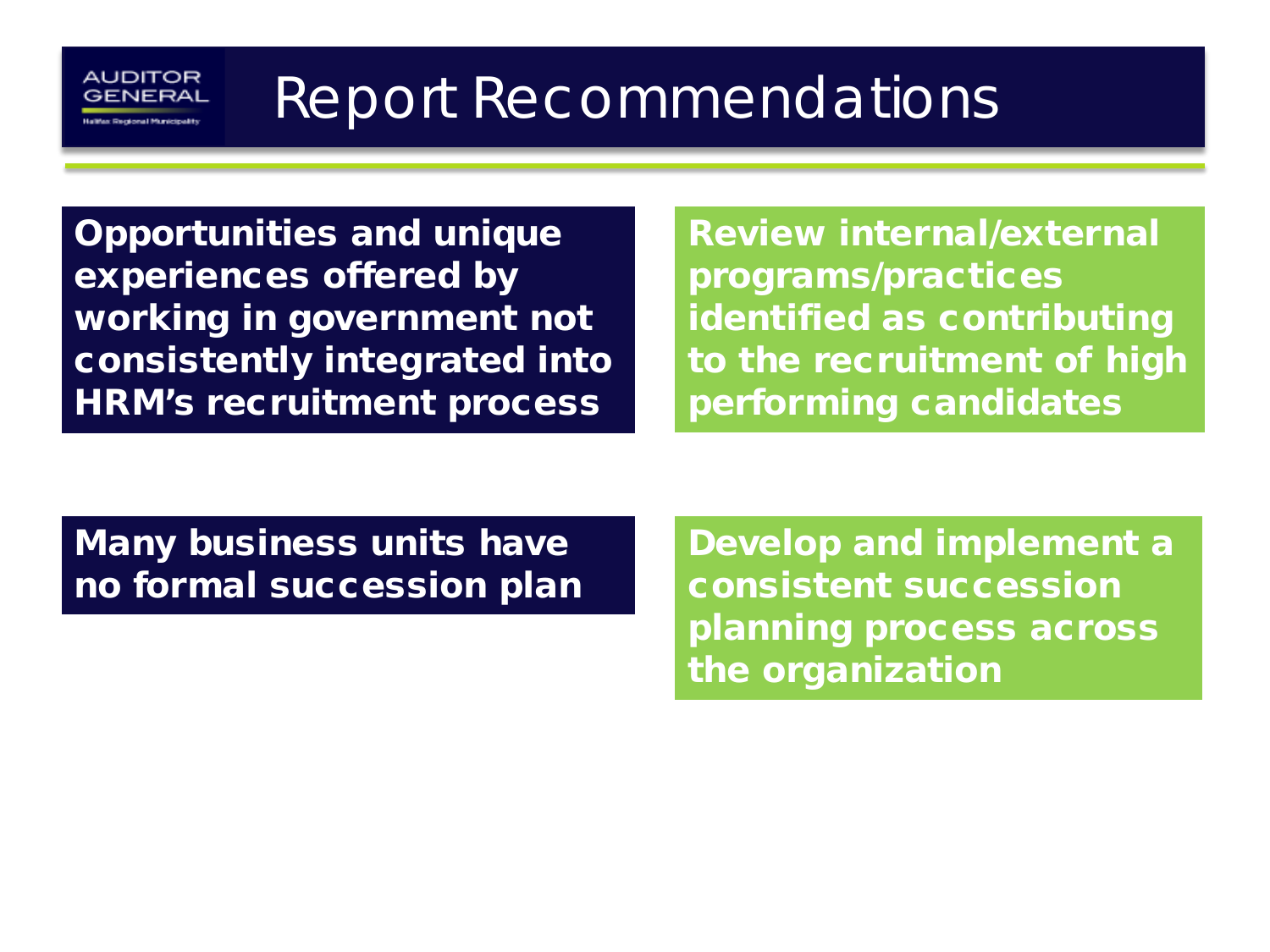# Report Recommendations

| Finding | Recommendation |
| --- | --- |
| **Opportunities and unique experiences offered by working in government not consistently integrated into HRM's recruitment process** | **Review internal/external programs/practices identified as contributing to the recruitment of high performing candidates** |
| **Many business units have no formal succession plan** | **Develop and implement a consistent succession planning process across the organization** |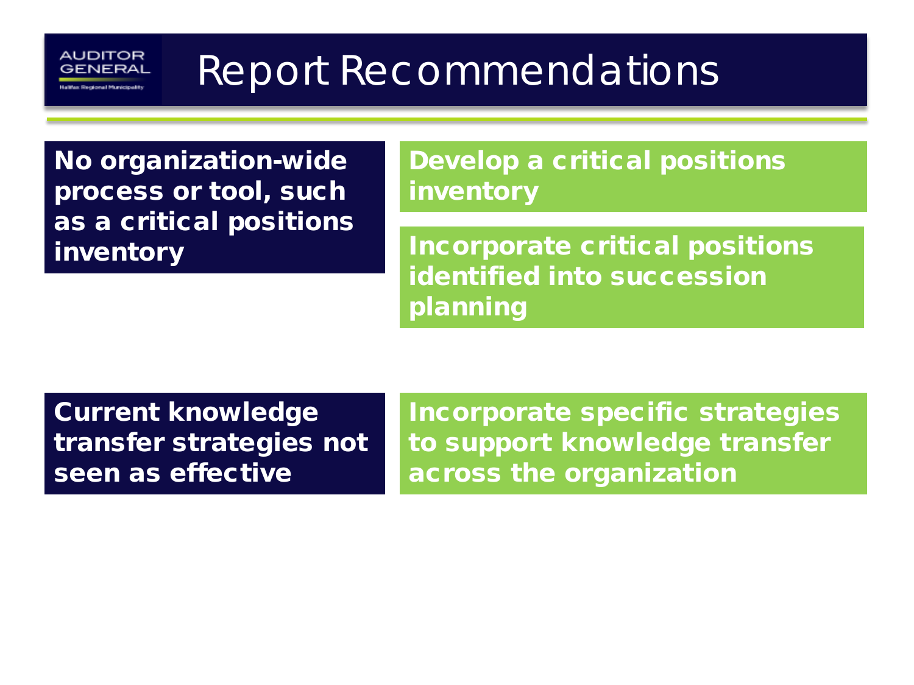# Report Recommendations

| Finding | Recommendation |
| --- | --- |
| **No organization-wide process or tool, such as a critical positions inventory** | **Develop a critical positions inventory** |
| | **Incorporate critical positions identified into succession planning** |
| **Current knowledge transfer strategies not seen as effective** | **Incorporate specific strategies to support knowledge transfer across the organization** |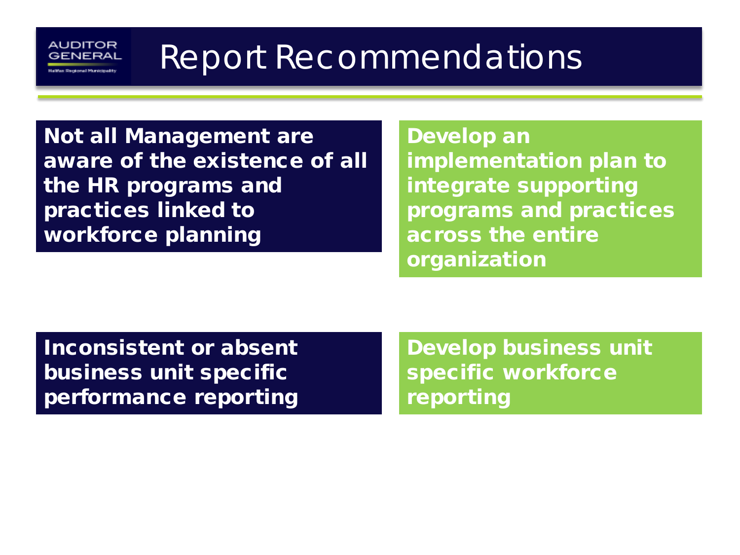# Report Recommendations

| Finding | Recommendation |
| --- | --- |
| **Not all Management are aware of the existence of all the HR programs and practices linked to workforce planning** | **Develop an implementation plan to integrate supporting programs and practices across the entire organization** |
| **Inconsistent or absent business unit specific performance reporting** | **Develop business unit specific workforce reporting** |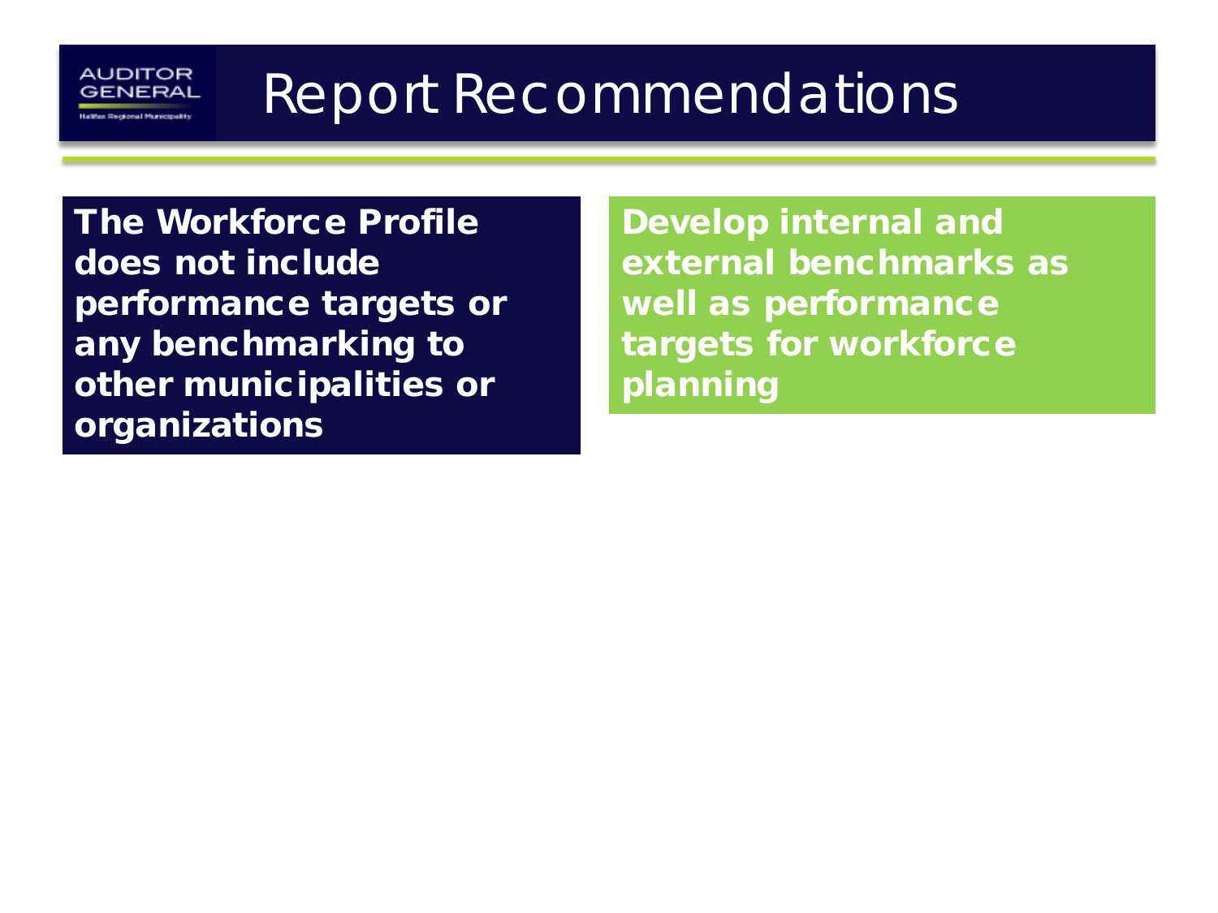# Report Recommendations

**The Workforce Profile does not include performance targets or any benchmarking to other municipalities or organizations**

**Develop internal and external benchmarks as well as performance targets for workforce planning**